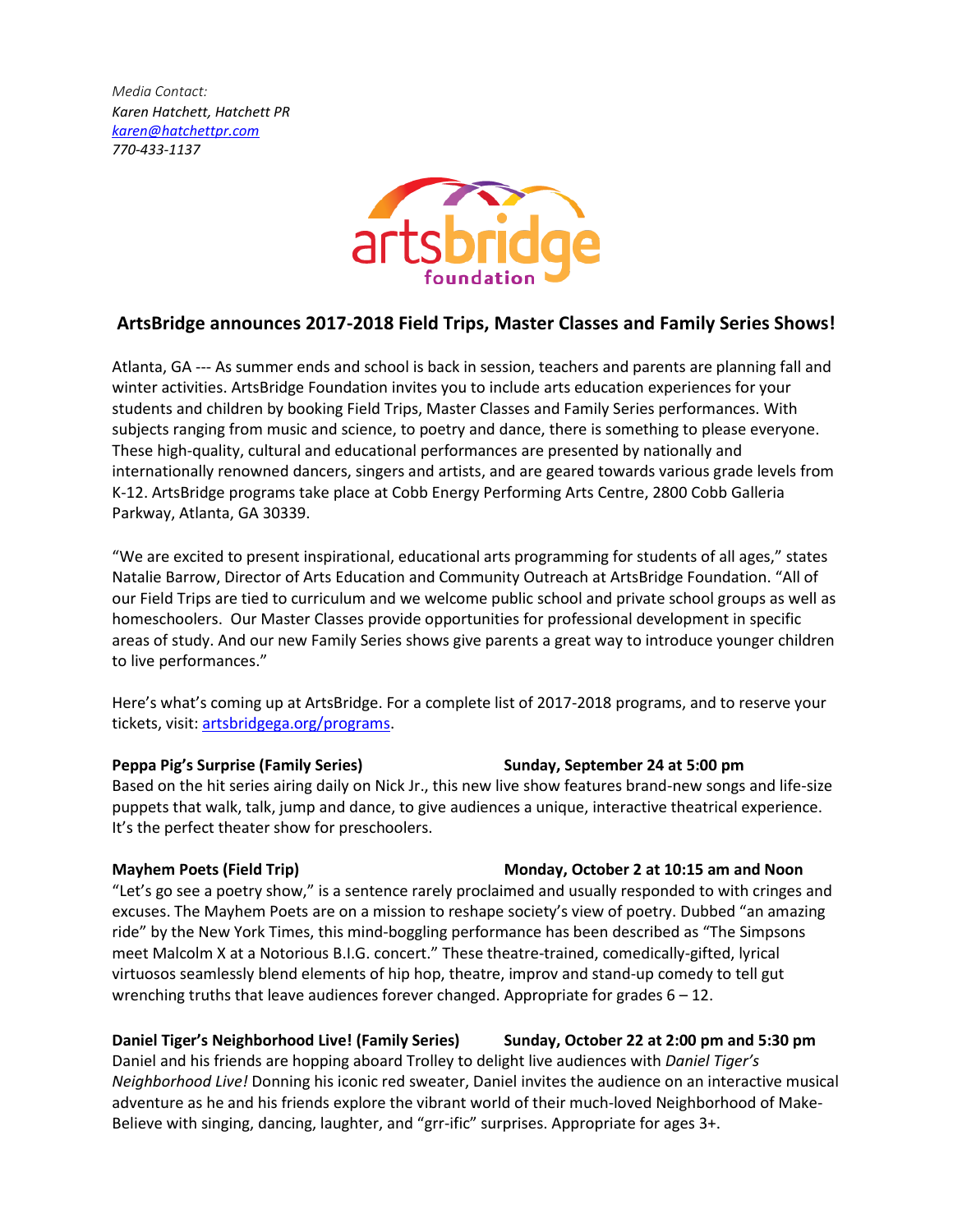*Media Contact:*
*Karen Hatchett, Hatchett PR*
*[karen@hatchettpr.com](mailto:karen@hatchettpr.com)*
*770-433-1137*

artsbridge foundation

## ArtsBridge announces 2017-2018 Field Trips, Master Classes and Family Series Shows!

Atlanta, GA --- As summer ends and school is back in session, teachers and parents are planning fall and winter activities. ArtsBridge Foundation invites you to include arts education experiences for your students and children by booking Field Trips, Master Classes and Family Series performances. With subjects ranging from music and science, to poetry and dance, there is something to please everyone. These high-quality, cultural and educational performances are presented by nationally and internationally renowned dancers, singers and artists, and are geared towards various grade levels from K-12. ArtsBridge programs take place at Cobb Energy Performing Arts Centre, 2800 Cobb Galleria Parkway, Atlanta, GA 30339.

"We are excited to present inspirational, educational arts programming for students of all ages," states Natalie Barrow, Director of Arts Education and Community Outreach at ArtsBridge Foundation. "All of our Field Trips are tied to curriculum and we welcome public school and private school groups as well as homeschoolers. Our Master Classes provide opportunities for professional development in specific areas of study. And our new Family Series shows give parents a great way to introduce younger children to live performances."

Here's what's coming up at ArtsBridge. For a complete list of 2017-2018 programs, and to reserve your tickets, visit: [artsbridgega.org/programs](artsbridgega.org/programs).

**Peppa Pig's Surprise (Family Series)** **Sunday, September 24 at 5:00 pm**
Based on the hit series airing daily on Nick Jr., this new live show features brand-new songs and life-size puppets that walk, talk, jump and dance, to give audiences a unique, interactive theatrical experience. It's the perfect theater show for preschoolers.

**Mayhem Poets (Field Trip)** **Monday, October 2 at 10:15 am and Noon**
"Let's go see a poetry show," is a sentence rarely proclaimed and usually responded to with cringes and excuses. The Mayhem Poets are on a mission to reshape society's view of poetry. Dubbed "an amazing ride" by the New York Times, this mind-boggling performance has been described as "The Simpsons meet Malcolm X at a Notorious B.I.G. concert." These theatre-trained, comedically-gifted, lyrical virtuosos seamlessly blend elements of hip hop, theatre, improv and stand-up comedy to tell gut wrenching truths that leave audiences forever changed. Appropriate for grades 6 – 12.

**Daniel Tiger's Neighborhood Live! (Family Series)** **Sunday, October 22 at 2:00 pm and 5:30 pm**
Daniel and his friends are hopping aboard Trolley to delight live audiences with *Daniel Tiger's Neighborhood Live!* Donning his iconic red sweater, Daniel invites the audience on an interactive musical adventure as he and his friends explore the vibrant world of their much-loved Neighborhood of Make-Believe with singing, dancing, laughter, and "grr-ific" surprises. Appropriate for ages 3+.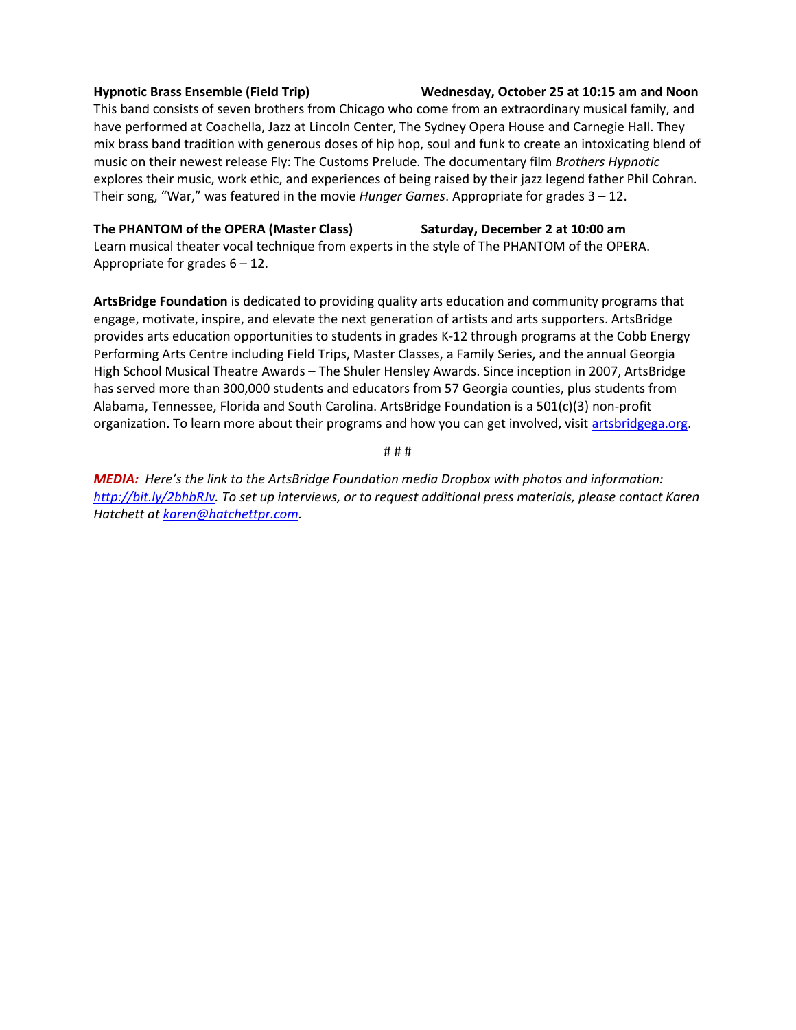**Hypnotic Brass Ensemble (Field Trip)** **Wednesday, October 25 at 10:15 am and Noon**

This band consists of seven brothers from Chicago who come from an extraordinary musical family, and have performed at Coachella, Jazz at Lincoln Center, The Sydney Opera House and Carnegie Hall. They mix brass band tradition with generous doses of hip hop, soul and funk to create an intoxicating blend of music on their newest release Fly: The Customs Prelude. The documentary film *Brothers Hypnotic* explores their music, work ethic, and experiences of being raised by their jazz legend father Phil Cohran. Their song, "War," was featured in the movie *Hunger Games*. Appropriate for grades 3 – 12.

**The PHANTOM of the OPERA (Master Class)** **Saturday, December 2 at 10:00 am**

Learn musical theater vocal technique from experts in the style of The PHANTOM of the OPERA. Appropriate for grades 6 – 12.

**ArtsBridge Foundation** is dedicated to providing quality arts education and community programs that engage, motivate, inspire, and elevate the next generation of artists and arts supporters. ArtsBridge provides arts education opportunities to students in grades K-12 through programs at the Cobb Energy Performing Arts Centre including Field Trips, Master Classes, a Family Series, and the annual Georgia High School Musical Theatre Awards – The Shuler Hensley Awards. Since inception in 2007, ArtsBridge has served more than 300,000 students and educators from 57 Georgia counties, plus students from Alabama, Tennessee, Florida and South Carolina. ArtsBridge Foundation is a 501(c)(3) non-profit organization. To learn more about their programs and how you can get involved, visit artsbridgega.org.

# # #

***MEDIA:*** *Here's the link to the ArtsBridge Foundation media Dropbox with photos and information: http://bit.ly/2bhbRJv. To set up interviews, or to request additional press materials, please contact Karen Hatchett at karen@hatchettpr.com.*